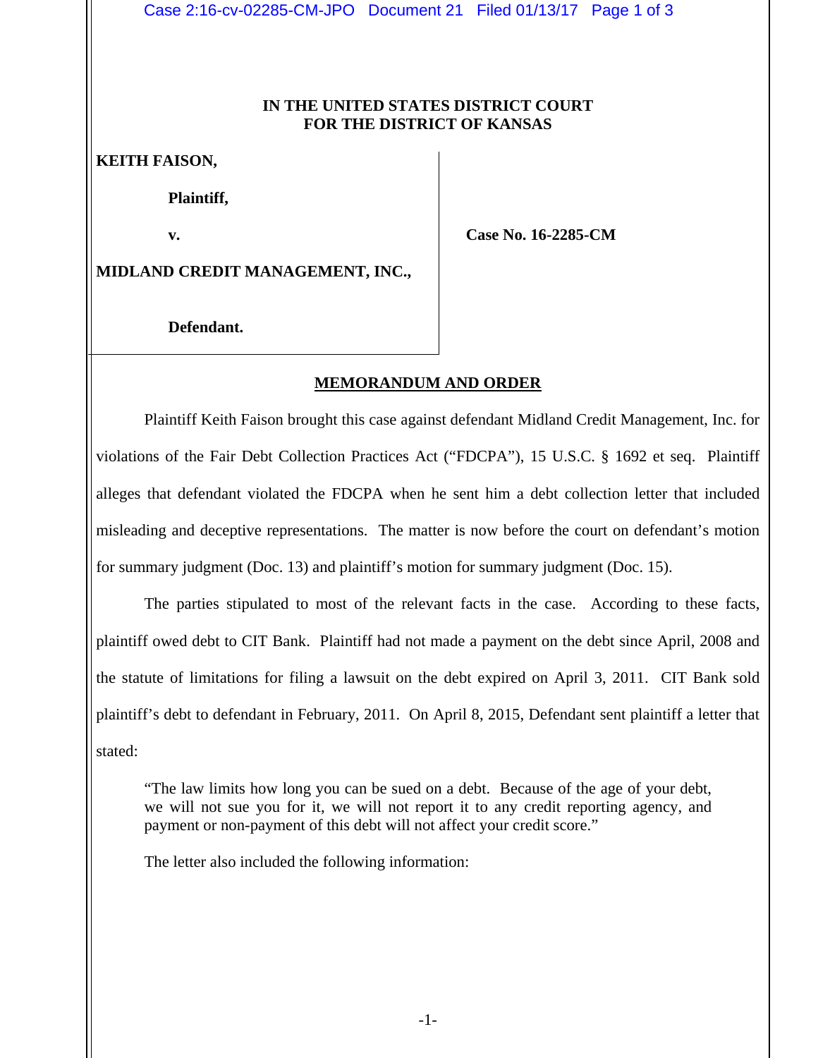**IN THE UNITED STATES DISTRICT COURT**
**FOR THE DISTRICT OF KANSAS**

**KEITH FAISON,**

**Plaintiff,**

**v.**

**MIDLAND CREDIT MANAGEMENT, INC.,**

**Defendant.**

**Case No. 16-2285-CM**

## MEMORANDUM AND ORDER

Plaintiff Keith Faison brought this case against defendant Midland Credit Management, Inc. for violations of the Fair Debt Collection Practices Act ("FDCPA"), 15 U.S.C. § 1692 et seq. Plaintiff alleges that defendant violated the FDCPA when he sent him a debt collection letter that included misleading and deceptive representations. The matter is now before the court on defendant's motion for summary judgment (Doc. 13) and plaintiff's motion for summary judgment (Doc. 15).

The parties stipulated to most of the relevant facts in the case. According to these facts, plaintiff owed debt to CIT Bank. Plaintiff had not made a payment on the debt since April, 2008 and the statute of limitations for filing a lawsuit on the debt expired on April 3, 2011. CIT Bank sold plaintiff's debt to defendant in February, 2011. On April 8, 2015, Defendant sent plaintiff a letter that stated:

> "The law limits how long you can be sued on a debt. Because of the age of your debt, we will not sue you for it, we will not report it to any credit reporting agency, and payment or non-payment of this debt will not affect your credit score."

The letter also included the following information: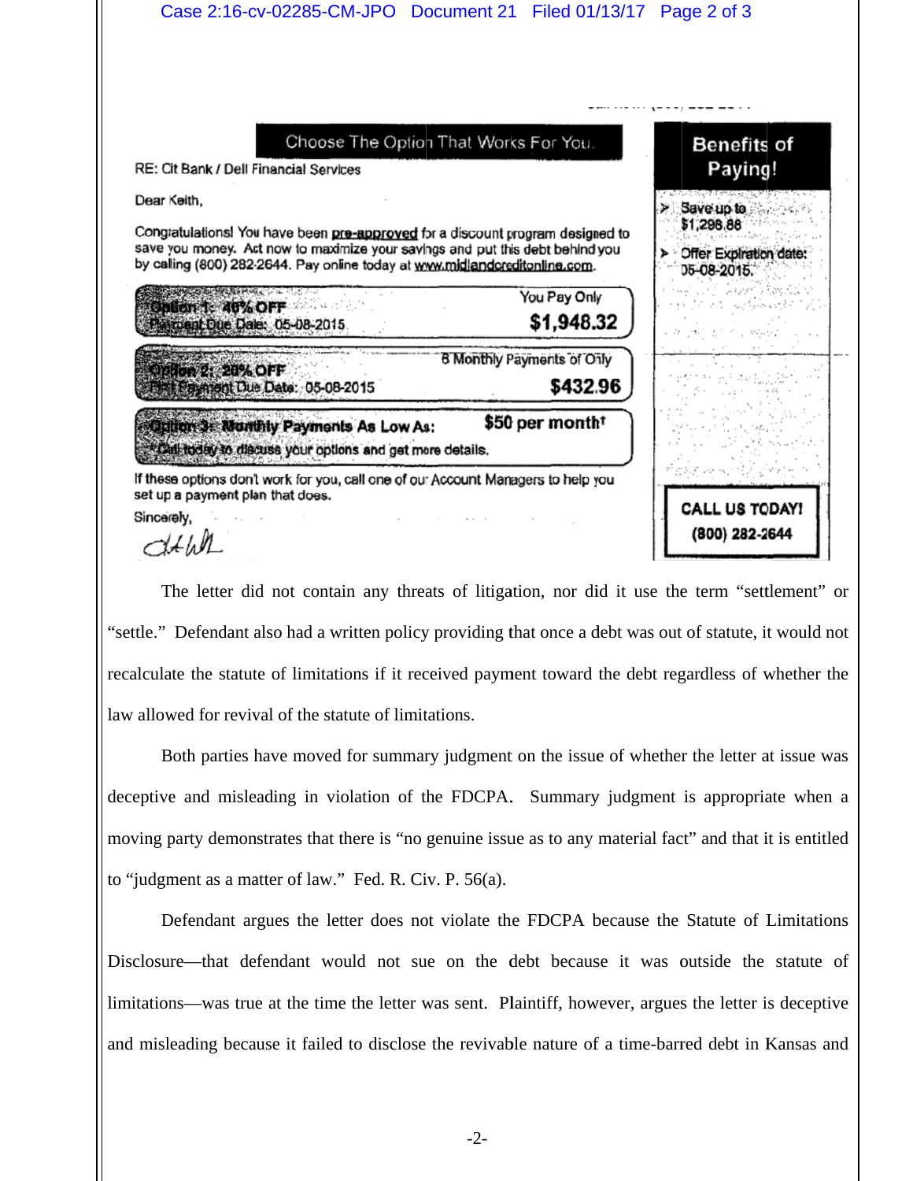Choose The Option That Works For You.

RE: Cit Bank / Dell Financial Services

Dear Keith,

Congratulations! You have been **pre-approved** for a discount program designed to save you money. Act now to maximize your savings and put this debt behind you by calling (800) 282-2644. Pay online today at www.midlandcreditonline.com.

| | |
|---|---|
| **Option 1: 40% OFF** Payment Due Date: 05-08-2015 | You Pay Only **$1,948.32** |
| **Option 2: 20% OFF** First Payment Due Date: 05-08-2015 | 6 Monthly Payments of Only **$432.96** |
| **Option 3: Monthly Payments As Low As:** Call today to discuss your options and get more details. | **$50 per month†** |

If these options don't work for you, call one of our Account Managers to help you set up a payment plan that does.

Sincerely,

**Benefits of Paying!**

- Save up to $1,298.88
- Offer Expiration date: 05-08-2015.

**CALL US TODAY! (800) 282-2644**

The letter did not contain any threats of litigation, nor did it use the term "settlement" or "settle." Defendant also had a written policy providing that once a debt was out of statute, it would not recalculate the statute of limitations if it received payment toward the debt regardless of whether the law allowed for revival of the statute of limitations.

Both parties have moved for summary judgment on the issue of whether the letter at issue was deceptive and misleading in violation of the FDCPA. Summary judgment is appropriate when a moving party demonstrates that there is "no genuine issue as to any material fact" and that it is entitled to "judgment as a matter of law." Fed. R. Civ. P. 56(a).

Defendant argues the letter does not violate the FDCPA because the Statute of Limitations Disclosure—that defendant would not sue on the debt because it was outside the statute of limitations—was true at the time the letter was sent. Plaintiff, however, argues the letter is deceptive and misleading because it failed to disclose the revivable nature of a time-barred debt in Kansas and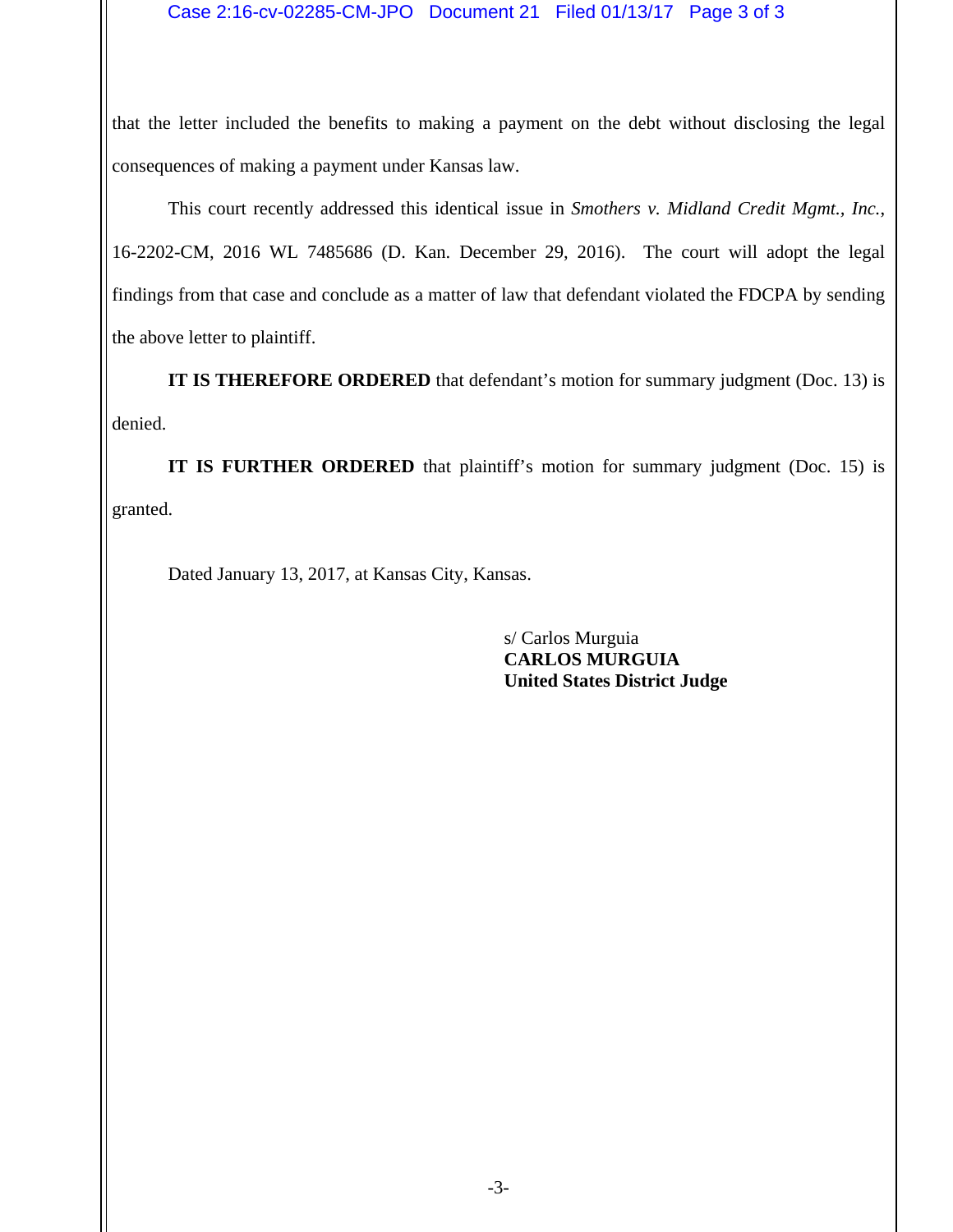that the letter included the benefits to making a payment on the debt without disclosing the legal consequences of making a payment under Kansas law.

This court recently addressed this identical issue in *Smothers v. Midland Credit Mgmt., Inc.*, 16-2202-CM, 2016 WL 7485686 (D. Kan. December 29, 2016). The court will adopt the legal findings from that case and conclude as a matter of law that defendant violated the FDCPA by sending the above letter to plaintiff.

**IT IS THEREFORE ORDERED** that defendant's motion for summary judgment (Doc. 13) is denied.

**IT IS FURTHER ORDERED** that plaintiff's motion for summary judgment (Doc. 15) is granted.

Dated January 13, 2017, at Kansas City, Kansas.

s/ Carlos Murguia
**CARLOS MURGUIA**
**United States District Judge**